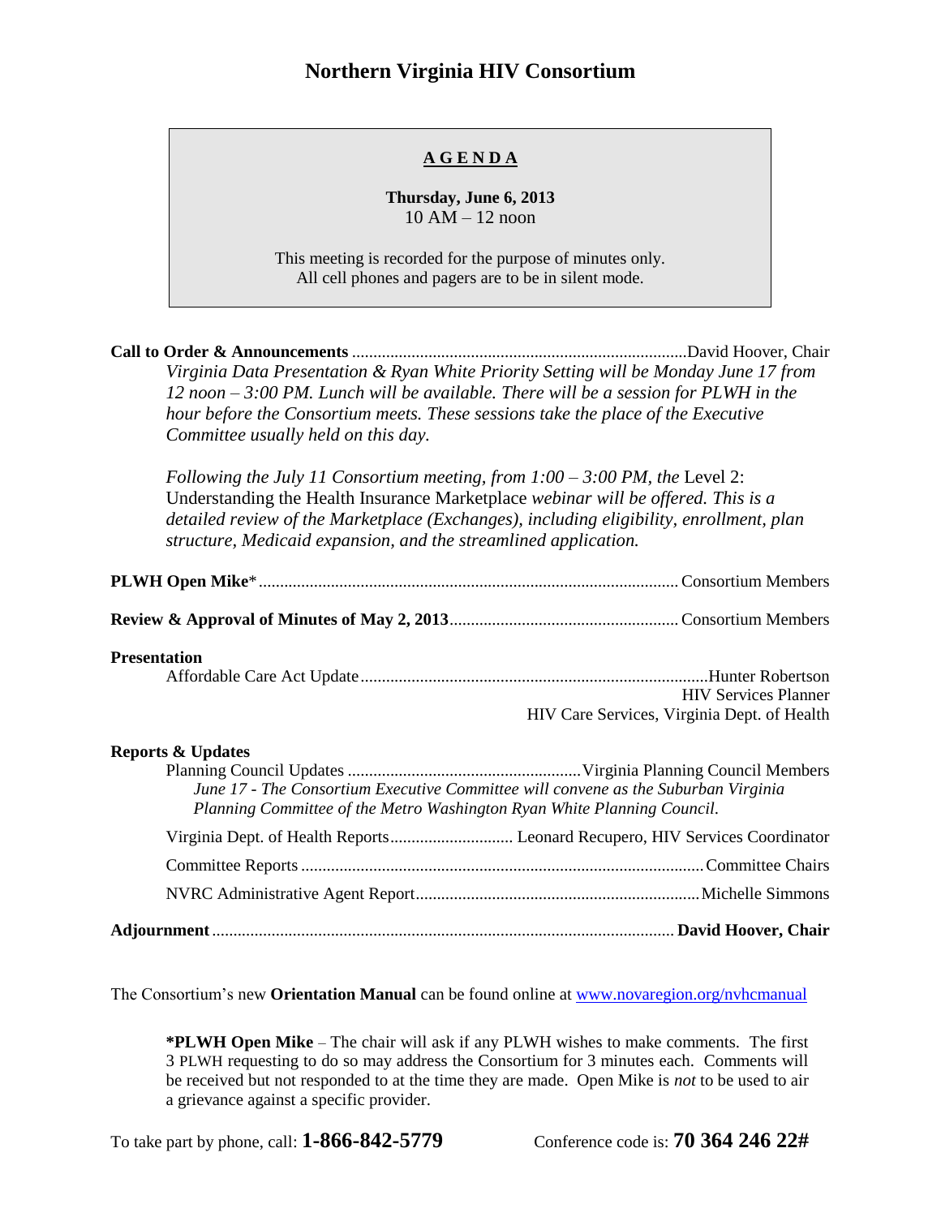# Northern Virginia HIV Consortium

**AGENDA**

**Thursday, June 6, 2013**
10 AM – 12 noon

This meeting is recorded for the purpose of minutes only.
All cell phones and pagers are to be in silent mode.

**Call to Order & Announcements** .................... David Hoover, Chair

*Virginia Data Presentation & Ryan White Priority Setting will be Monday June 17 from 12 noon – 3:00 PM. Lunch will be available. There will be a session for PLWH in the hour before the Consortium meets. These sessions take the place of the Executive Committee usually held on this day.*

*Following the July 11 Consortium meeting, from 1:00 – 3:00 PM, the* Level 2: Understanding the Health Insurance Marketplace *webinar will be offered. This is a detailed review of the Marketplace (Exchanges), including eligibility, enrollment, plan structure, Medicaid expansion, and the streamlined application.*

**PLWH Open Mike*** .................... Consortium Members

**Review & Approval of Minutes of May 2, 2013** .................... Consortium Members

**Presentation**

Affordable Care Act Update .................... Hunter Robertson
HIV Services Planner
HIV Care Services, Virginia Dept. of Health

**Reports & Updates**

Planning Council Updates .................... Virginia Planning Council Members
*June 17 - The Consortium Executive Committee will convene as the Suburban Virginia Planning Committee of the Metro Washington Ryan White Planning Council.*

Virginia Dept. of Health Reports .................... Leonard Recupero, HIV Services Coordinator

Committee Reports .................... Committee Chairs

NVRC Administrative Agent Report .................... Michelle Simmons

**Adjournment** .................... **David Hoover, Chair**

The Consortium's new **Orientation Manual** can be found online at [www.novaregion.org/nvhcmanual](http://www.novaregion.org/nvhcmanual)

> ***PLWH Open Mike** – The chair will ask if any PLWH wishes to make comments. The first 3 PLWH requesting to do so may address the Consortium for 3 minutes each. Comments will be received but not responded to at the time they are made. Open Mike is *not* to be used to air a grievance against a specific provider.

To take part by phone, call: **1-866-842-5779** Conference code is: **70 364 246 22#**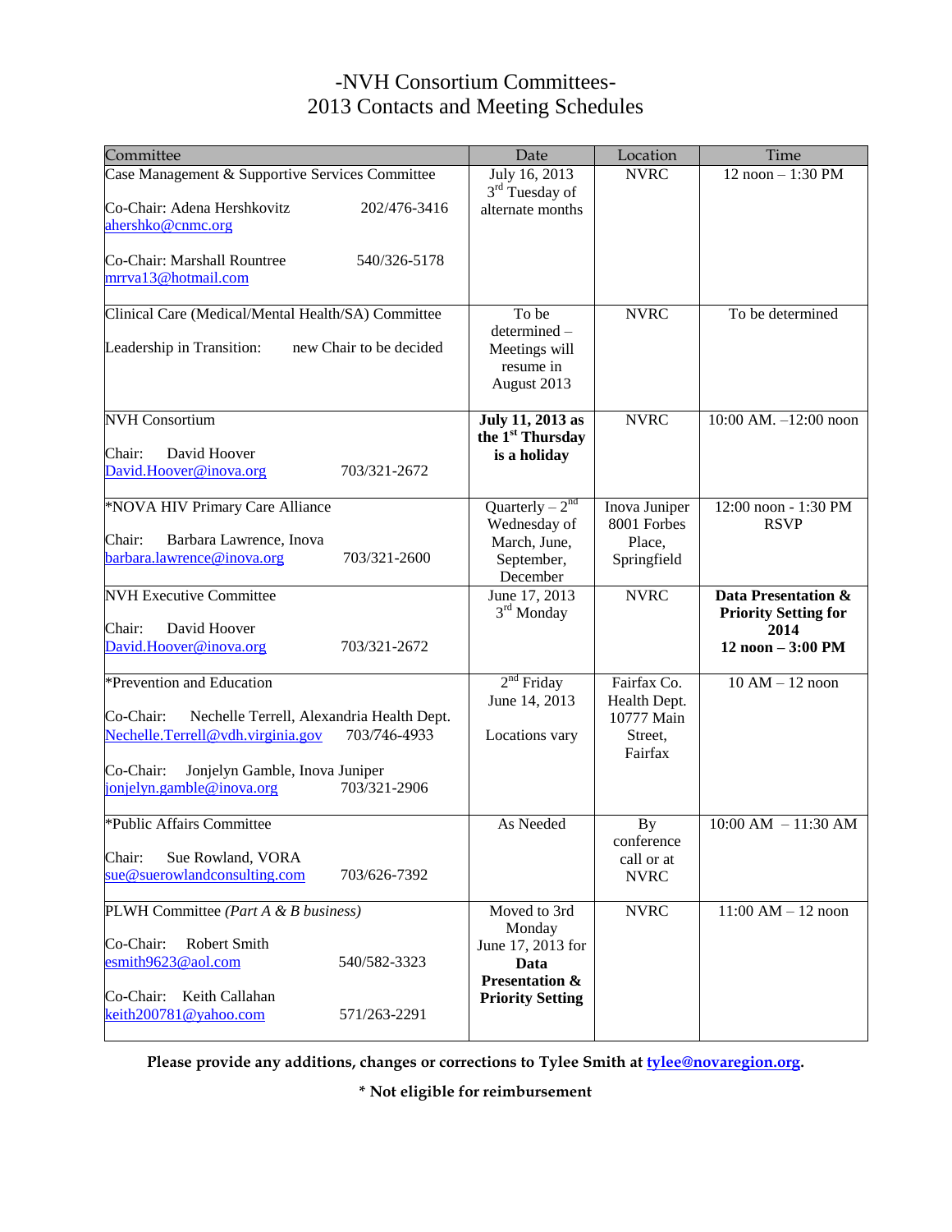# -NVH Consortium Committees-
# 2013 Contacts and Meeting Schedules

| Committee | Date | Location | Time |
|---|---|---|---|
| Case Management & Supportive Services Committee<br><br>Co-Chair: Adena Hershkovitz 202/476-3416<br>ahershko@cnmc.org<br><br>Co-Chair: Marshall Rountree 540/326-5178<br>mrrva13@hotmail.com | July 16, 2013<br>3rd Tuesday of alternate months | NVRC | 12 noon – 1:30 PM |
| Clinical Care (Medical/Mental Health/SA) Committee<br><br>Leadership in Transition: new Chair to be decided | To be determined – Meetings will resume in August 2013 | NVRC | To be determined |
| NVH Consortium<br><br>Chair: David Hoover<br>David.Hoover@inova.org 703/321-2672 | **July 11, 2013 as the 1st Thursday is a holiday** | NVRC | 10:00 AM. –12:00 noon |
| *NOVA HIV Primary Care Alliance<br><br>Chair: Barbara Lawrence, Inova<br>barbara.lawrence@inova.org 703/321-2600 | Quarterly – 2nd Wednesday of March, June, September, December | Inova Juniper 8001 Forbes Place, Springfield | 12:00 noon - 1:30 PM RSVP |
| NVH Executive Committee<br><br>Chair: David Hoover<br>David.Hoover@inova.org 703/321-2672 | June 17, 2013<br>3rd Monday | NVRC | **Data Presentation & Priority Setting for 2014**<br>**12 noon – 3:00 PM** |
| *Prevention and Education<br><br>Co-Chair: Nechelle Terrell, Alexandria Health Dept.<br>Nechelle.Terrell@vdh.virginia.gov 703/746-4933<br><br>Co-Chair: Jonjelyn Gamble, Inova Juniper<br>jonjelyn.gamble@inova.org 703/321-2906 | 2nd Friday<br>June 14, 2013<br><br>Locations vary | Fairfax Co. Health Dept. 10777 Main Street, Fairfax | 10 AM – 12 noon |
| *Public Affairs Committee<br><br>Chair: Sue Rowland, VORA<br>sue@suerowlandconsulting.com 703/626-7392 | As Needed | By conference call or at NVRC | 10:00 AM – 11:30 AM |
| PLWH Committee *(Part A & B business)*<br><br>Co-Chair: Robert Smith<br>esmith9623@aol.com 540/582-3323<br><br>Co-Chair: Keith Callahan<br>keith200781@yahoo.com 571/263-2291 | Moved to 3rd Monday June 17, 2013 for **Data Presentation & Priority Setting** | NVRC | 11:00 AM – 12 noon |

**Please provide any additions, changes or corrections to Tylee Smith at tylee@novaregion.org.**

**\* Not eligible for reimbursement**